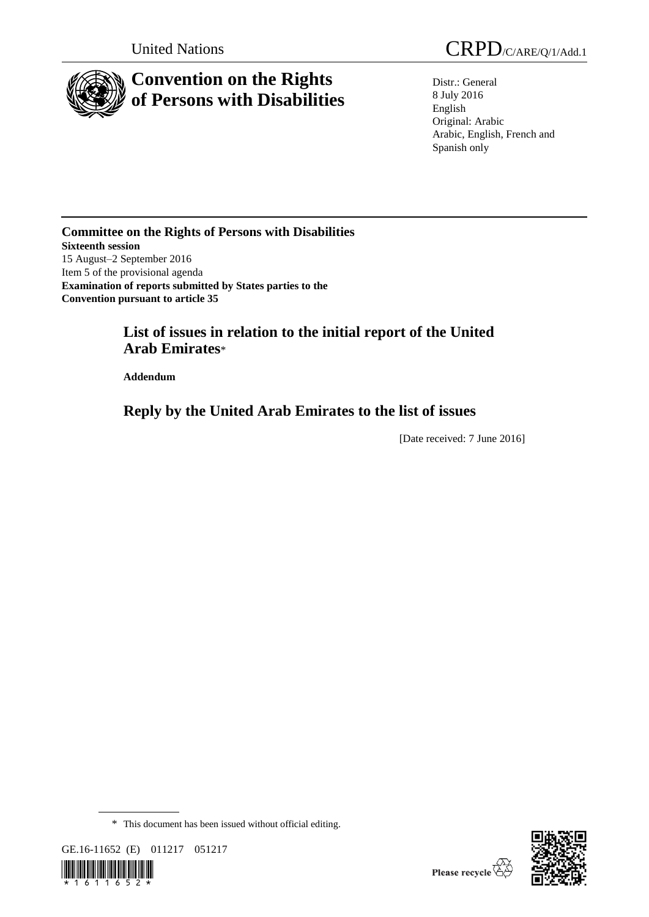United Nations

CRPD/C/ARE/Q/1/Add.1

# Convention on the Rights of Persons with Disabilities

Distr.: General
8 July 2016
English
Original: Arabic
Arabic, English, French and Spanish only

**Committee on the Rights of Persons with Disabilities**
**Sixteenth session**
15 August–2 September 2016
Item 5 of the provisional agenda
**Examination of reports submitted by States parties to the Convention pursuant to article 35**

## List of issues in relation to the initial report of the United Arab Emirates*

**Addendum**

## Reply by the United Arab Emirates to the list of issues

[Date received: 7 June 2016]

\* This document has been issued without official editing.

GE.16-11652 (E) 011217 051217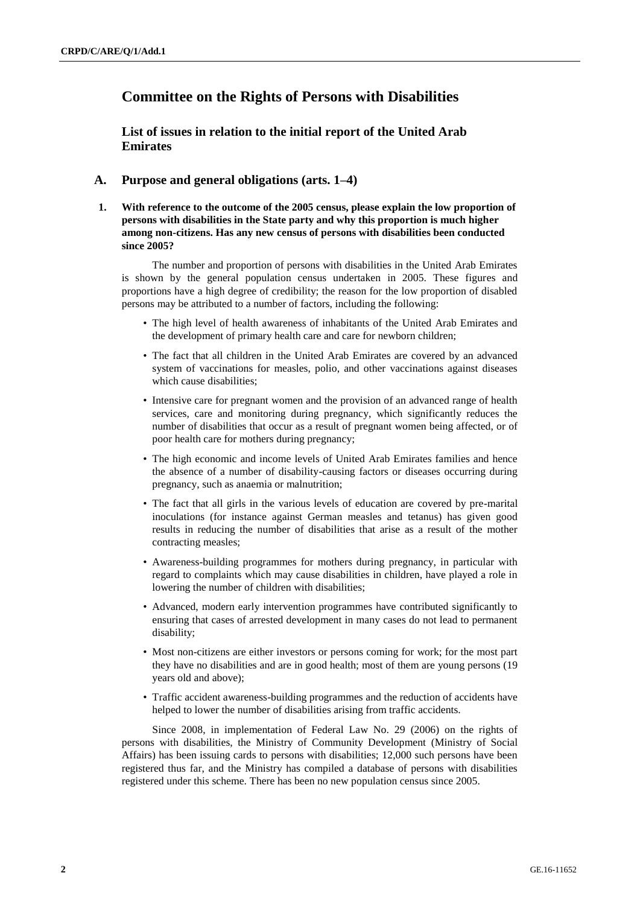# Committee on the Rights of Persons with Disabilities

## List of issues in relation to the initial report of the United Arab Emirates

### A. Purpose and general obligations (arts. 1–4)

**1. With reference to the outcome of the 2005 census, please explain the low proportion of persons with disabilities in the State party and why this proportion is much higher among non-citizens. Has any new census of persons with disabilities been conducted since 2005?**

The number and proportion of persons with disabilities in the United Arab Emirates is shown by the general population census undertaken in 2005. These figures and proportions have a high degree of credibility; the reason for the low proportion of disabled persons may be attributed to a number of factors, including the following:

- The high level of health awareness of inhabitants of the United Arab Emirates and the development of primary health care and care for newborn children;
- The fact that all children in the United Arab Emirates are covered by an advanced system of vaccinations for measles, polio, and other vaccinations against diseases which cause disabilities;
- Intensive care for pregnant women and the provision of an advanced range of health services, care and monitoring during pregnancy, which significantly reduces the number of disabilities that occur as a result of pregnant women being affected, or of poor health care for mothers during pregnancy;
- The high economic and income levels of United Arab Emirates families and hence the absence of a number of disability-causing factors or diseases occurring during pregnancy, such as anaemia or malnutrition;
- The fact that all girls in the various levels of education are covered by pre-marital inoculations (for instance against German measles and tetanus) has given good results in reducing the number of disabilities that arise as a result of the mother contracting measles;
- Awareness-building programmes for mothers during pregnancy, in particular with regard to complaints which may cause disabilities in children, have played a role in lowering the number of children with disabilities;
- Advanced, modern early intervention programmes have contributed significantly to ensuring that cases of arrested development in many cases do not lead to permanent disability;
- Most non-citizens are either investors or persons coming for work; for the most part they have no disabilities and are in good health; most of them are young persons (19 years old and above);
- Traffic accident awareness-building programmes and the reduction of accidents have helped to lower the number of disabilities arising from traffic accidents.

Since 2008, in implementation of Federal Law No. 29 (2006) on the rights of persons with disabilities, the Ministry of Community Development (Ministry of Social Affairs) has been issuing cards to persons with disabilities; 12,000 such persons have been registered thus far, and the Ministry has compiled a database of persons with disabilities registered under this scheme. There has been no new population census since 2005.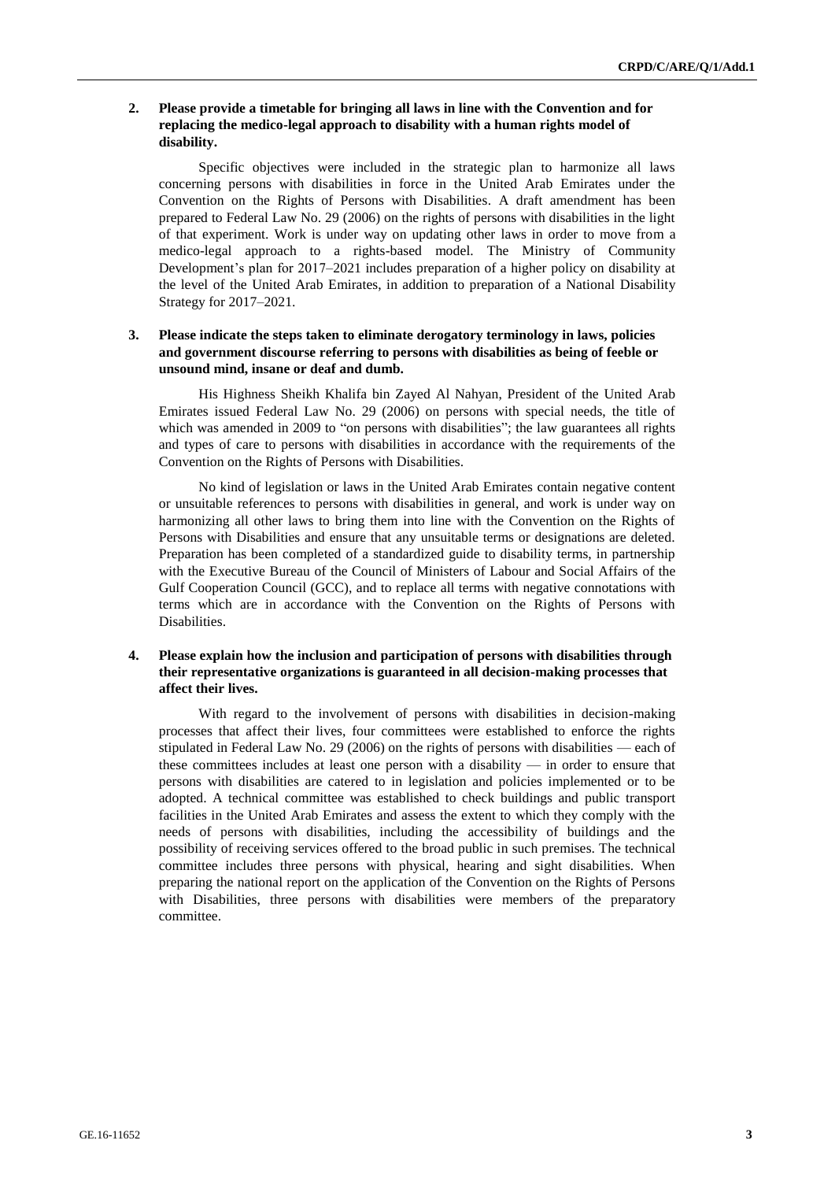**2. Please provide a timetable for bringing all laws in line with the Convention and for replacing the medico-legal approach to disability with a human rights model of disability.**

Specific objectives were included in the strategic plan to harmonize all laws concerning persons with disabilities in force in the United Arab Emirates under the Convention on the Rights of Persons with Disabilities. A draft amendment has been prepared to Federal Law No. 29 (2006) on the rights of persons with disabilities in the light of that experiment. Work is under way on updating other laws in order to move from a medico-legal approach to a rights-based model. The Ministry of Community Development's plan for 2017–2021 includes preparation of a higher policy on disability at the level of the United Arab Emirates, in addition to preparation of a National Disability Strategy for 2017–2021.

**3. Please indicate the steps taken to eliminate derogatory terminology in laws, policies and government discourse referring to persons with disabilities as being of feeble or unsound mind, insane or deaf and dumb.**

His Highness Sheikh Khalifa bin Zayed Al Nahyan, President of the United Arab Emirates issued Federal Law No. 29 (2006) on persons with special needs, the title of which was amended in 2009 to "on persons with disabilities"; the law guarantees all rights and types of care to persons with disabilities in accordance with the requirements of the Convention on the Rights of Persons with Disabilities.

No kind of legislation or laws in the United Arab Emirates contain negative content or unsuitable references to persons with disabilities in general, and work is under way on harmonizing all other laws to bring them into line with the Convention on the Rights of Persons with Disabilities and ensure that any unsuitable terms or designations are deleted. Preparation has been completed of a standardized guide to disability terms, in partnership with the Executive Bureau of the Council of Ministers of Labour and Social Affairs of the Gulf Cooperation Council (GCC), and to replace all terms with negative connotations with terms which are in accordance with the Convention on the Rights of Persons with Disabilities.

**4. Please explain how the inclusion and participation of persons with disabilities through their representative organizations is guaranteed in all decision-making processes that affect their lives.**

With regard to the involvement of persons with disabilities in decision-making processes that affect their lives, four committees were established to enforce the rights stipulated in Federal Law No. 29 (2006) on the rights of persons with disabilities — each of these committees includes at least one person with a disability — in order to ensure that persons with disabilities are catered to in legislation and policies implemented or to be adopted. A technical committee was established to check buildings and public transport facilities in the United Arab Emirates and assess the extent to which they comply with the needs of persons with disabilities, including the accessibility of buildings and the possibility of receiving services offered to the broad public in such premises. The technical committee includes three persons with physical, hearing and sight disabilities. When preparing the national report on the application of the Convention on the Rights of Persons with Disabilities, three persons with disabilities were members of the preparatory committee.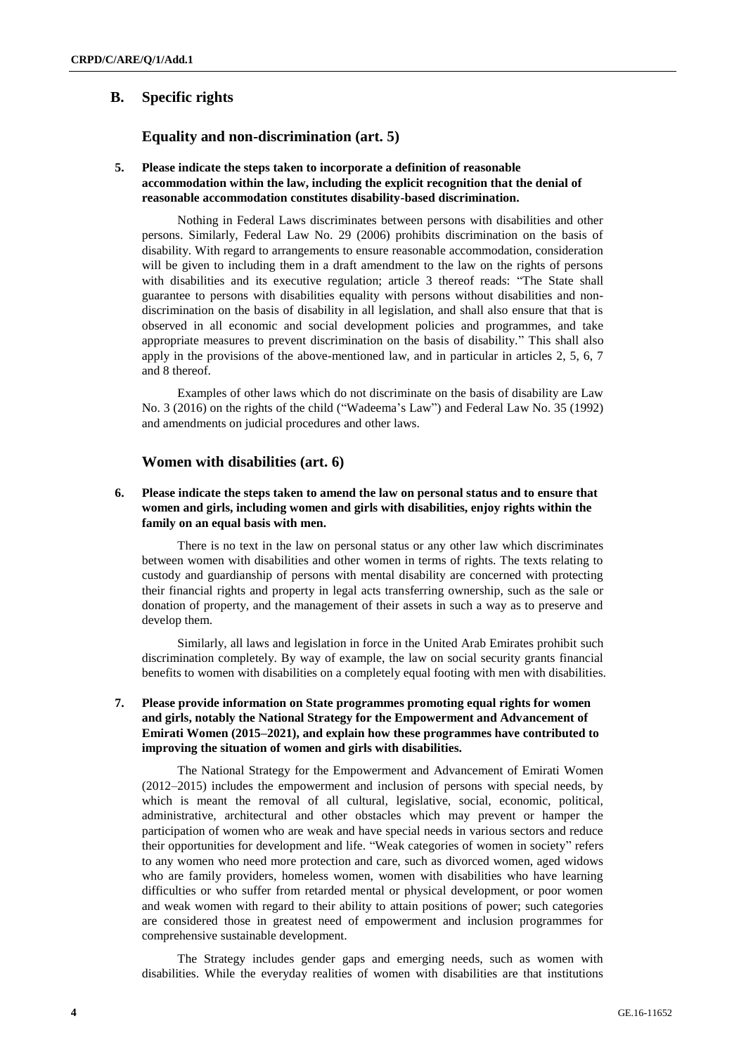## B. Specific rights

### Equality and non-discrimination (art. 5)

**5. Please indicate the steps taken to incorporate a definition of reasonable accommodation within the law, including the explicit recognition that the denial of reasonable accommodation constitutes disability-based discrimination.**

Nothing in Federal Laws discriminates between persons with disabilities and other persons. Similarly, Federal Law No. 29 (2006) prohibits discrimination on the basis of disability. With regard to arrangements to ensure reasonable accommodation, consideration will be given to including them in a draft amendment to the law on the rights of persons with disabilities and its executive regulation; article 3 thereof reads: "The State shall guarantee to persons with disabilities equality with persons without disabilities and non-discrimination on the basis of disability in all legislation, and shall also ensure that that is observed in all economic and social development policies and programmes, and take appropriate measures to prevent discrimination on the basis of disability." This shall also apply in the provisions of the above-mentioned law, and in particular in articles 2, 5, 6, 7 and 8 thereof.

Examples of other laws which do not discriminate on the basis of disability are Law No. 3 (2016) on the rights of the child ("Wadeema's Law") and Federal Law No. 35 (1992) and amendments on judicial procedures and other laws.

### Women with disabilities (art. 6)

**6. Please indicate the steps taken to amend the law on personal status and to ensure that women and girls, including women and girls with disabilities, enjoy rights within the family on an equal basis with men.**

There is no text in the law on personal status or any other law which discriminates between women with disabilities and other women in terms of rights. The texts relating to custody and guardianship of persons with mental disability are concerned with protecting their financial rights and property in legal acts transferring ownership, such as the sale or donation of property, and the management of their assets in such a way as to preserve and develop them.

Similarly, all laws and legislation in force in the United Arab Emirates prohibit such discrimination completely. By way of example, the law on social security grants financial benefits to women with disabilities on a completely equal footing with men with disabilities.

**7. Please provide information on State programmes promoting equal rights for women and girls, notably the National Strategy for the Empowerment and Advancement of Emirati Women (2015–2021), and explain how these programmes have contributed to improving the situation of women and girls with disabilities.**

The National Strategy for the Empowerment and Advancement of Emirati Women (2012–2015) includes the empowerment and inclusion of persons with special needs, by which is meant the removal of all cultural, legislative, social, economic, political, administrative, architectural and other obstacles which may prevent or hamper the participation of women who are weak and have special needs in various sectors and reduce their opportunities for development and life. "Weak categories of women in society" refers to any women who need more protection and care, such as divorced women, aged widows who are family providers, homeless women, women with disabilities who have learning difficulties or who suffer from retarded mental or physical development, or poor women and weak women with regard to their ability to attain positions of power; such categories are considered those in greatest need of empowerment and inclusion programmes for comprehensive sustainable development.

The Strategy includes gender gaps and emerging needs, such as women with disabilities. While the everyday realities of women with disabilities are that institutions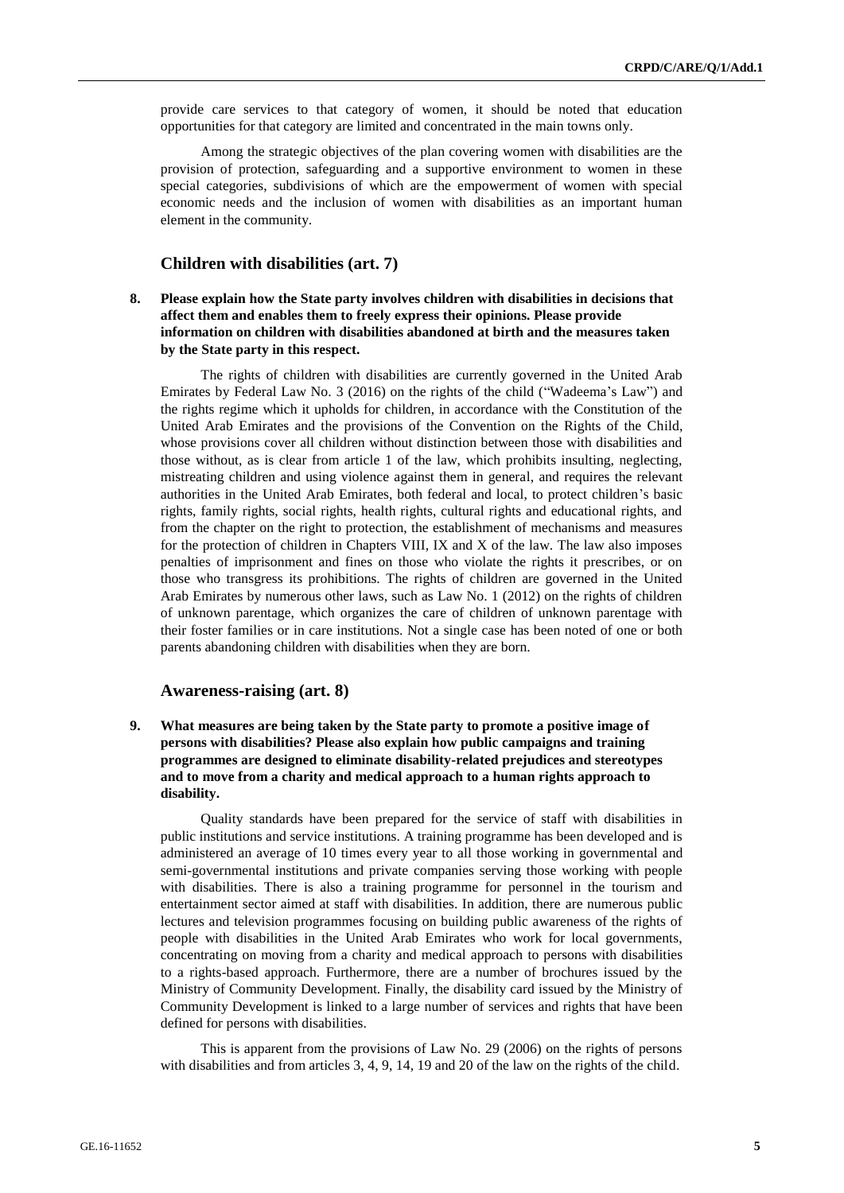provide care services to that category of women, it should be noted that education opportunities for that category are limited and concentrated in the main towns only.

Among the strategic objectives of the plan covering women with disabilities are the provision of protection, safeguarding and a supportive environment to women in these special categories, subdivisions of which are the empowerment of women with special economic needs and the inclusion of women with disabilities as an important human element in the community.

## Children with disabilities (art. 7)

**8. Please explain how the State party involves children with disabilities in decisions that affect them and enables them to freely express their opinions. Please provide information on children with disabilities abandoned at birth and the measures taken by the State party in this respect.**

The rights of children with disabilities are currently governed in the United Arab Emirates by Federal Law No. 3 (2016) on the rights of the child ("Wadeema's Law") and the rights regime which it upholds for children, in accordance with the Constitution of the United Arab Emirates and the provisions of the Convention on the Rights of the Child, whose provisions cover all children without distinction between those with disabilities and those without, as is clear from article 1 of the law, which prohibits insulting, neglecting, mistreating children and using violence against them in general, and requires the relevant authorities in the United Arab Emirates, both federal and local, to protect children's basic rights, family rights, social rights, health rights, cultural rights and educational rights, and from the chapter on the right to protection, the establishment of mechanisms and measures for the protection of children in Chapters VIII, IX and X of the law. The law also imposes penalties of imprisonment and fines on those who violate the rights it prescribes, or on those who transgress its prohibitions. The rights of children are governed in the United Arab Emirates by numerous other laws, such as Law No. 1 (2012) on the rights of children of unknown parentage, which organizes the care of children of unknown parentage with their foster families or in care institutions. Not a single case has been noted of one or both parents abandoning children with disabilities when they are born.

## Awareness-raising (art. 8)

**9. What measures are being taken by the State party to promote a positive image of persons with disabilities? Please also explain how public campaigns and training programmes are designed to eliminate disability-related prejudices and stereotypes and to move from a charity and medical approach to a human rights approach to disability.**

Quality standards have been prepared for the service of staff with disabilities in public institutions and service institutions. A training programme has been developed and is administered an average of 10 times every year to all those working in governmental and semi-governmental institutions and private companies serving those working with people with disabilities. There is also a training programme for personnel in the tourism and entertainment sector aimed at staff with disabilities. In addition, there are numerous public lectures and television programmes focusing on building public awareness of the rights of people with disabilities in the United Arab Emirates who work for local governments, concentrating on moving from a charity and medical approach to persons with disabilities to a rights-based approach. Furthermore, there are a number of brochures issued by the Ministry of Community Development. Finally, the disability card issued by the Ministry of Community Development is linked to a large number of services and rights that have been defined for persons with disabilities.

This is apparent from the provisions of Law No. 29 (2006) on the rights of persons with disabilities and from articles 3, 4, 9, 14, 19 and 20 of the law on the rights of the child.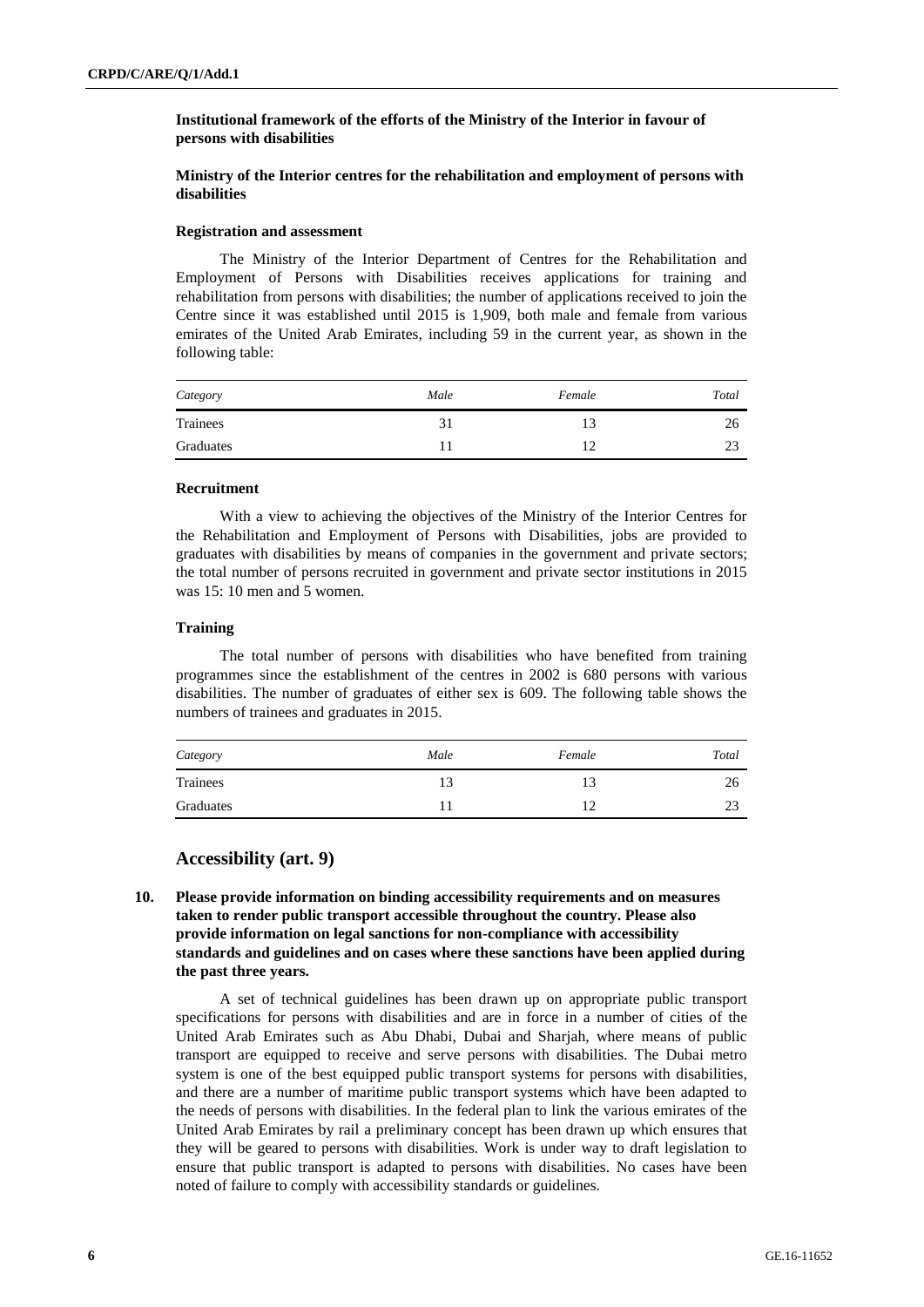**Institutional framework of the efforts of the Ministry of the Interior in favour of persons with disabilities**

**Ministry of the Interior centres for the rehabilitation and employment of persons with disabilities**

#### Registration and assessment

The Ministry of the Interior Department of Centres for the Rehabilitation and Employment of Persons with Disabilities receives applications for training and rehabilitation from persons with disabilities; the number of applications received to join the Centre since it was established until 2015 is 1,909, both male and female from various emirates of the United Arab Emirates, including 59 in the current year, as shown in the following table:

| *Category* | *Male* | *Female* | *Total* |
|---|---|---|---|
| Trainees | 31 | 13 | 26 |
| Graduates | 11 | 12 | 23 |

#### Recruitment

With a view to achieving the objectives of the Ministry of the Interior Centres for the Rehabilitation and Employment of Persons with Disabilities, jobs are provided to graduates with disabilities by means of companies in the government and private sectors; the total number of persons recruited in government and private sector institutions in 2015 was 15: 10 men and 5 women.

#### Training

The total number of persons with disabilities who have benefited from training programmes since the establishment of the centres in 2002 is 680 persons with various disabilities. The number of graduates of either sex is 609. The following table shows the numbers of trainees and graduates in 2015.

| *Category* | *Male* | *Female* | *Total* |
|---|---|---|---|
| Trainees | 13 | 13 | 26 |
| Graduates | 11 | 12 | 23 |

## Accessibility (art. 9)

**10. Please provide information on binding accessibility requirements and on measures taken to render public transport accessible throughout the country. Please also provide information on legal sanctions for non-compliance with accessibility standards and guidelines and on cases where these sanctions have been applied during the past three years.**

A set of technical guidelines has been drawn up on appropriate public transport specifications for persons with disabilities and are in force in a number of cities of the United Arab Emirates such as Abu Dhabi, Dubai and Sharjah, where means of public transport are equipped to receive and serve persons with disabilities. The Dubai metro system is one of the best equipped public transport systems for persons with disabilities, and there are a number of maritime public transport systems which have been adapted to the needs of persons with disabilities. In the federal plan to link the various emirates of the United Arab Emirates by rail a preliminary concept has been drawn up which ensures that they will be geared to persons with disabilities. Work is under way to draft legislation to ensure that public transport is adapted to persons with disabilities. No cases have been noted of failure to comply with accessibility standards or guidelines.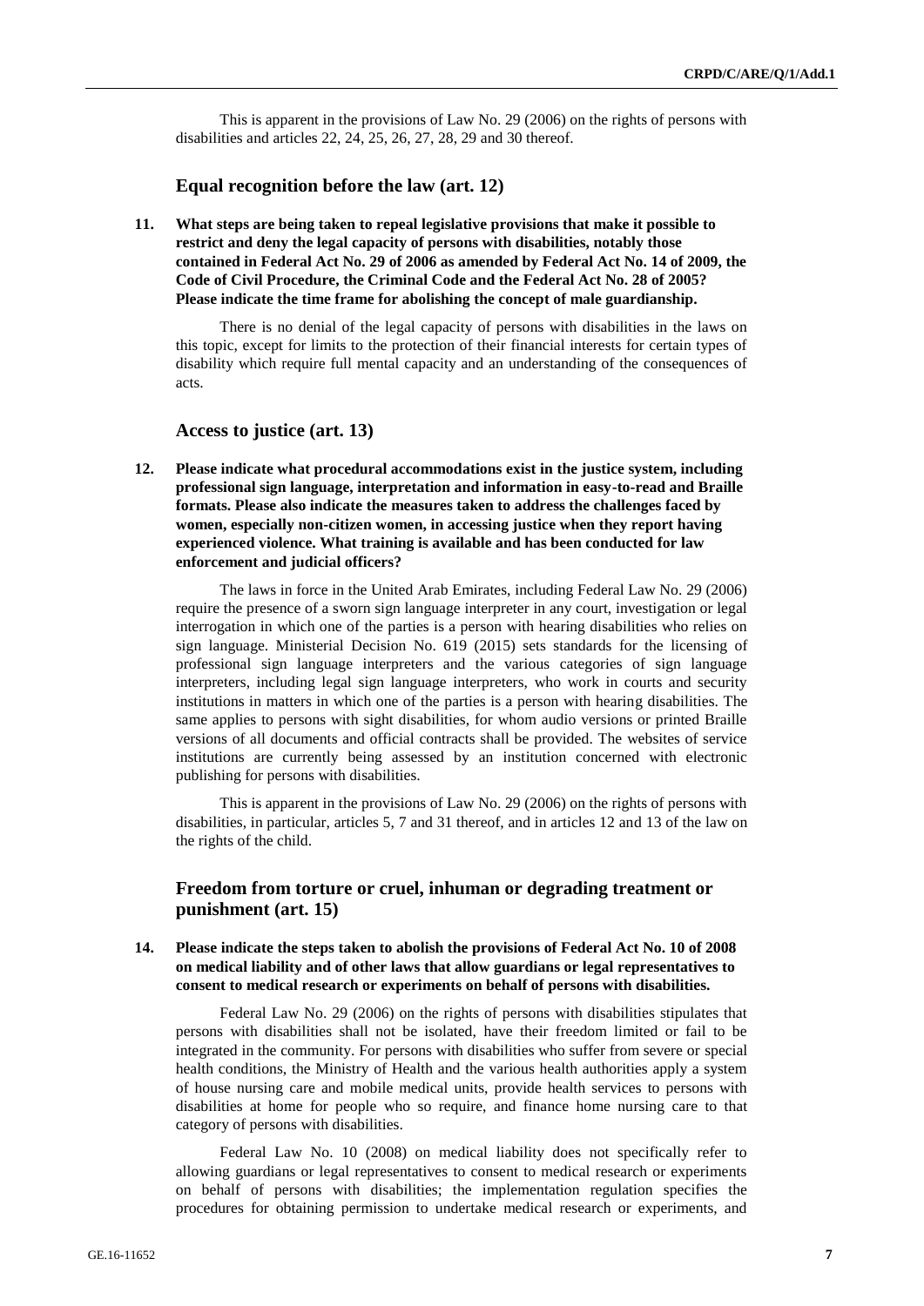This is apparent in the provisions of Law No. 29 (2006) on the rights of persons with disabilities and articles 22, 24, 25, 26, 27, 28, 29 and 30 thereof.

## Equal recognition before the law (art. 12)

**11. What steps are being taken to repeal legislative provisions that make it possible to restrict and deny the legal capacity of persons with disabilities, notably those contained in Federal Act No. 29 of 2006 as amended by Federal Act No. 14 of 2009, the Code of Civil Procedure, the Criminal Code and the Federal Act No. 28 of 2005? Please indicate the time frame for abolishing the concept of male guardianship.**

There is no denial of the legal capacity of persons with disabilities in the laws on this topic, except for limits to the protection of their financial interests for certain types of disability which require full mental capacity and an understanding of the consequences of acts.

## Access to justice (art. 13)

**12. Please indicate what procedural accommodations exist in the justice system, including professional sign language, interpretation and information in easy-to-read and Braille formats. Please also indicate the measures taken to address the challenges faced by women, especially non-citizen women, in accessing justice when they report having experienced violence. What training is available and has been conducted for law enforcement and judicial officers?**

The laws in force in the United Arab Emirates, including Federal Law No. 29 (2006) require the presence of a sworn sign language interpreter in any court, investigation or legal interrogation in which one of the parties is a person with hearing disabilities who relies on sign language. Ministerial Decision No. 619 (2015) sets standards for the licensing of professional sign language interpreters and the various categories of sign language interpreters, including legal sign language interpreters, who work in courts and security institutions in matters in which one of the parties is a person with hearing disabilities. The same applies to persons with sight disabilities, for whom audio versions or printed Braille versions of all documents and official contracts shall be provided. The websites of service institutions are currently being assessed by an institution concerned with electronic publishing for persons with disabilities.

This is apparent in the provisions of Law No. 29 (2006) on the rights of persons with disabilities, in particular, articles 5, 7 and 31 thereof, and in articles 12 and 13 of the law on the rights of the child.

## Freedom from torture or cruel, inhuman or degrading treatment or punishment (art. 15)

**14. Please indicate the steps taken to abolish the provisions of Federal Act No. 10 of 2008 on medical liability and of other laws that allow guardians or legal representatives to consent to medical research or experiments on behalf of persons with disabilities.**

Federal Law No. 29 (2006) on the rights of persons with disabilities stipulates that persons with disabilities shall not be isolated, have their freedom limited or fail to be integrated in the community. For persons with disabilities who suffer from severe or special health conditions, the Ministry of Health and the various health authorities apply a system of house nursing care and mobile medical units, provide health services to persons with disabilities at home for people who so require, and finance home nursing care to that category of persons with disabilities.

Federal Law No. 10 (2008) on medical liability does not specifically refer to allowing guardians or legal representatives to consent to medical research or experiments on behalf of persons with disabilities; the implementation regulation specifies the procedures for obtaining permission to undertake medical research or experiments, and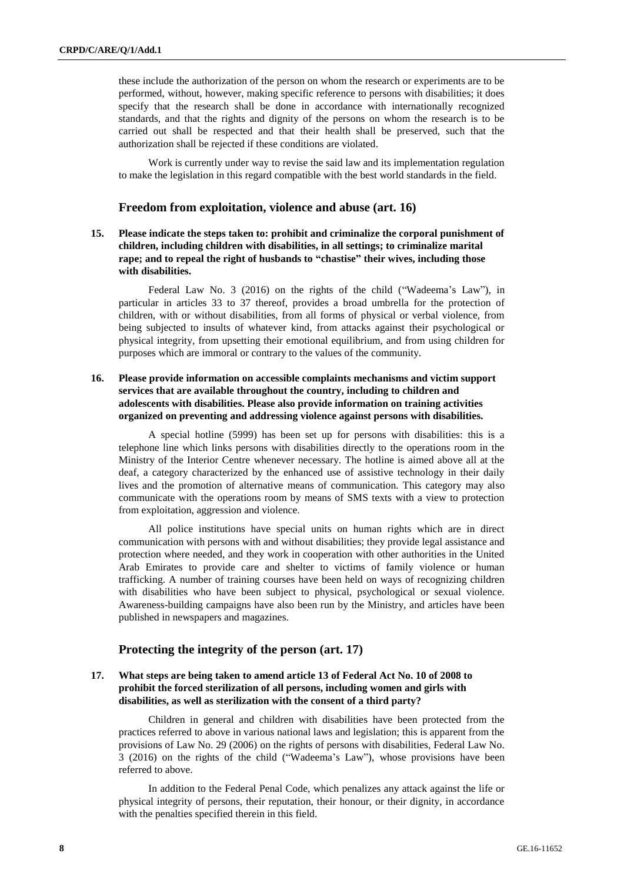these include the authorization of the person on whom the research or experiments are to be performed, without, however, making specific reference to persons with disabilities; it does specify that the research shall be done in accordance with internationally recognized standards, and that the rights and dignity of the persons on whom the research is to be carried out shall be respected and that their health shall be preserved, such that the authorization shall be rejected if these conditions are violated.

Work is currently under way to revise the said law and its implementation regulation to make the legislation in this regard compatible with the best world standards in the field.

## Freedom from exploitation, violence and abuse (art. 16)

**15. Please indicate the steps taken to: prohibit and criminalize the corporal punishment of children, including children with disabilities, in all settings; to criminalize marital rape; and to repeal the right of husbands to "chastise" their wives, including those with disabilities.**

Federal Law No. 3 (2016) on the rights of the child ("Wadeema's Law"), in particular in articles 33 to 37 thereof, provides a broad umbrella for the protection of children, with or without disabilities, from all forms of physical or verbal violence, from being subjected to insults of whatever kind, from attacks against their psychological or physical integrity, from upsetting their emotional equilibrium, and from using children for purposes which are immoral or contrary to the values of the community.

**16. Please provide information on accessible complaints mechanisms and victim support services that are available throughout the country, including to children and adolescents with disabilities. Please also provide information on training activities organized on preventing and addressing violence against persons with disabilities.**

A special hotline (5999) has been set up for persons with disabilities: this is a telephone line which links persons with disabilities directly to the operations room in the Ministry of the Interior Centre whenever necessary. The hotline is aimed above all at the deaf, a category characterized by the enhanced use of assistive technology in their daily lives and the promotion of alternative means of communication. This category may also communicate with the operations room by means of SMS texts with a view to protection from exploitation, aggression and violence.

All police institutions have special units on human rights which are in direct communication with persons with and without disabilities; they provide legal assistance and protection where needed, and they work in cooperation with other authorities in the United Arab Emirates to provide care and shelter to victims of family violence or human trafficking. A number of training courses have been held on ways of recognizing children with disabilities who have been subject to physical, psychological or sexual violence. Awareness-building campaigns have also been run by the Ministry, and articles have been published in newspapers and magazines.

## Protecting the integrity of the person (art. 17)

**17. What steps are being taken to amend article 13 of Federal Act No. 10 of 2008 to prohibit the forced sterilization of all persons, including women and girls with disabilities, as well as sterilization with the consent of a third party?**

Children in general and children with disabilities have been protected from the practices referred to above in various national laws and legislation; this is apparent from the provisions of Law No. 29 (2006) on the rights of persons with disabilities, Federal Law No. 3 (2016) on the rights of the child ("Wadeema's Law"), whose provisions have been referred to above.

In addition to the Federal Penal Code, which penalizes any attack against the life or physical integrity of persons, their reputation, their honour, or their dignity, in accordance with the penalties specified therein in this field.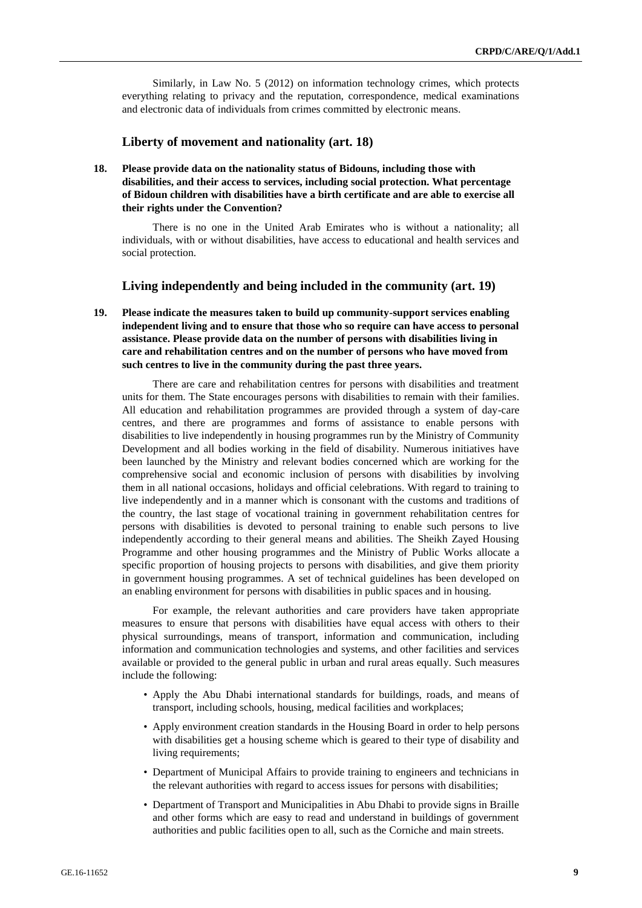Similarly, in Law No. 5 (2012) on information technology crimes, which protects everything relating to privacy and the reputation, correspondence, medical examinations and electronic data of individuals from crimes committed by electronic means.

## Liberty of movement and nationality (art. 18)

**18. Please provide data on the nationality status of Bidouns, including those with disabilities, and their access to services, including social protection. What percentage of Bidoun children with disabilities have a birth certificate and are able to exercise all their rights under the Convention?**

There is no one in the United Arab Emirates who is without a nationality; all individuals, with or without disabilities, have access to educational and health services and social protection.

## Living independently and being included in the community (art. 19)

**19. Please indicate the measures taken to build up community-support services enabling independent living and to ensure that those who so require can have access to personal assistance. Please provide data on the number of persons with disabilities living in care and rehabilitation centres and on the number of persons who have moved from such centres to live in the community during the past three years.**

There are care and rehabilitation centres for persons with disabilities and treatment units for them. The State encourages persons with disabilities to remain with their families. All education and rehabilitation programmes are provided through a system of day-care centres, and there are programmes and forms of assistance to enable persons with disabilities to live independently in housing programmes run by the Ministry of Community Development and all bodies working in the field of disability. Numerous initiatives have been launched by the Ministry and relevant bodies concerned which are working for the comprehensive social and economic inclusion of persons with disabilities by involving them in all national occasions, holidays and official celebrations. With regard to training to live independently and in a manner which is consonant with the customs and traditions of the country, the last stage of vocational training in government rehabilitation centres for persons with disabilities is devoted to personal training to enable such persons to live independently according to their general means and abilities. The Sheikh Zayed Housing Programme and other housing programmes and the Ministry of Public Works allocate a specific proportion of housing projects to persons with disabilities, and give them priority in government housing programmes. A set of technical guidelines has been developed on an enabling environment for persons with disabilities in public spaces and in housing.

For example, the relevant authorities and care providers have taken appropriate measures to ensure that persons with disabilities have equal access with others to their physical surroundings, means of transport, information and communication, including information and communication technologies and systems, and other facilities and services available or provided to the general public in urban and rural areas equally. Such measures include the following:

- Apply the Abu Dhabi international standards for buildings, roads, and means of transport, including schools, housing, medical facilities and workplaces;
- Apply environment creation standards in the Housing Board in order to help persons with disabilities get a housing scheme which is geared to their type of disability and living requirements;
- Department of Municipal Affairs to provide training to engineers and technicians in the relevant authorities with regard to access issues for persons with disabilities;
- Department of Transport and Municipalities in Abu Dhabi to provide signs in Braille and other forms which are easy to read and understand in buildings of government authorities and public facilities open to all, such as the Corniche and main streets.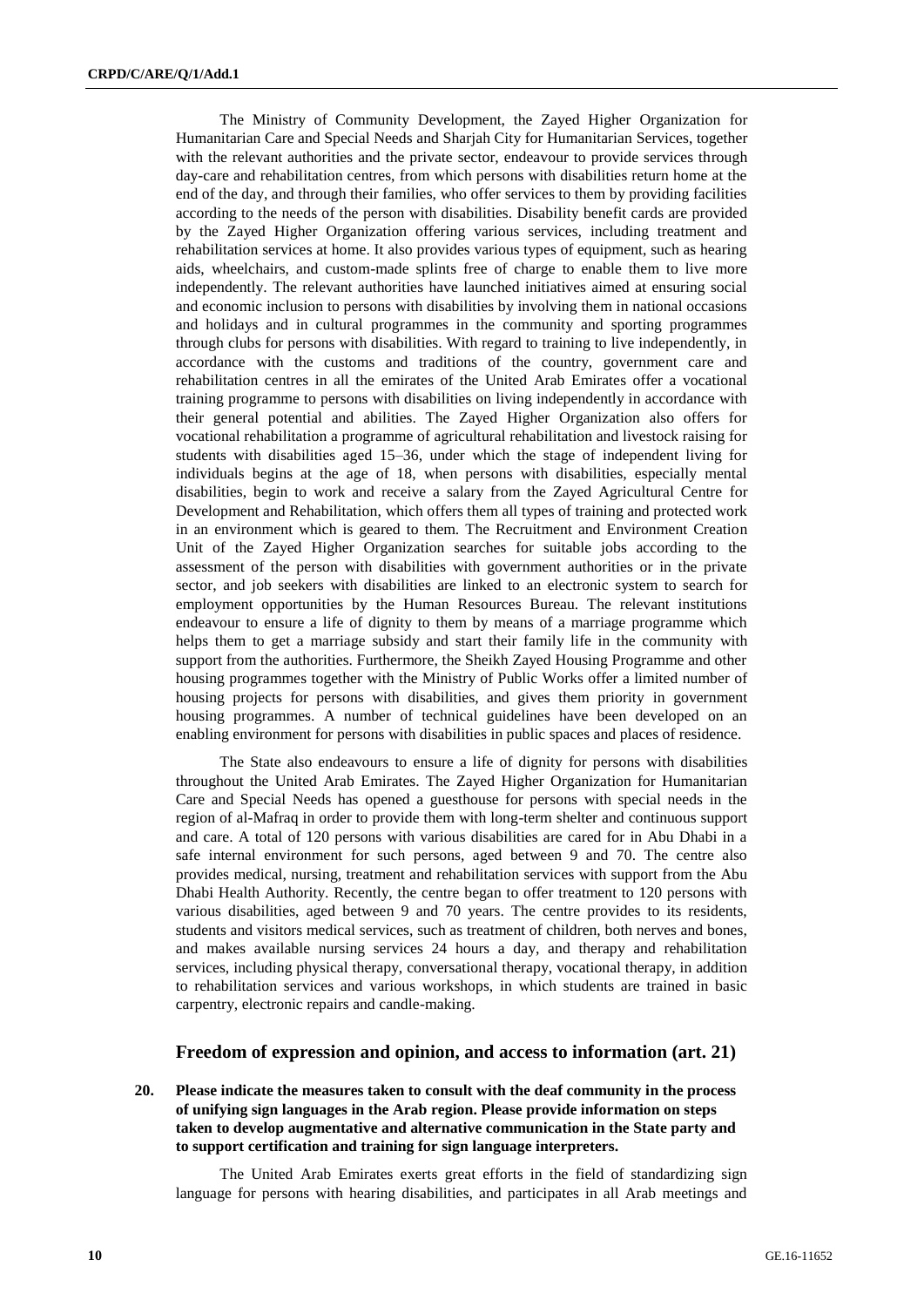The Ministry of Community Development, the Zayed Higher Organization for Humanitarian Care and Special Needs and Sharjah City for Humanitarian Services, together with the relevant authorities and the private sector, endeavour to provide services through day-care and rehabilitation centres, from which persons with disabilities return home at the end of the day, and through their families, who offer services to them by providing facilities according to the needs of the person with disabilities. Disability benefit cards are provided by the Zayed Higher Organization offering various services, including treatment and rehabilitation services at home. It also provides various types of equipment, such as hearing aids, wheelchairs, and custom-made splints free of charge to enable them to live more independently. The relevant authorities have launched initiatives aimed at ensuring social and economic inclusion to persons with disabilities by involving them in national occasions and holidays and in cultural programmes in the community and sporting programmes through clubs for persons with disabilities. With regard to training to live independently, in accordance with the customs and traditions of the country, government care and rehabilitation centres in all the emirates of the United Arab Emirates offer a vocational training programme to persons with disabilities on living independently in accordance with their general potential and abilities. The Zayed Higher Organization also offers for vocational rehabilitation a programme of agricultural rehabilitation and livestock raising for students with disabilities aged 15–36, under which the stage of independent living for individuals begins at the age of 18, when persons with disabilities, especially mental disabilities, begin to work and receive a salary from the Zayed Agricultural Centre for Development and Rehabilitation, which offers them all types of training and protected work in an environment which is geared to them. The Recruitment and Environment Creation Unit of the Zayed Higher Organization searches for suitable jobs according to the assessment of the person with disabilities with government authorities or in the private sector, and job seekers with disabilities are linked to an electronic system to search for employment opportunities by the Human Resources Bureau. The relevant institutions endeavour to ensure a life of dignity to them by means of a marriage programme which helps them to get a marriage subsidy and start their family life in the community with support from the authorities. Furthermore, the Sheikh Zayed Housing Programme and other housing programmes together with the Ministry of Public Works offer a limited number of housing projects for persons with disabilities, and gives them priority in government housing programmes. A number of technical guidelines have been developed on an enabling environment for persons with disabilities in public spaces and places of residence.

The State also endeavours to ensure a life of dignity for persons with disabilities throughout the United Arab Emirates. The Zayed Higher Organization for Humanitarian Care and Special Needs has opened a guesthouse for persons with special needs in the region of al-Mafraq in order to provide them with long-term shelter and continuous support and care. A total of 120 persons with various disabilities are cared for in Abu Dhabi in a safe internal environment for such persons, aged between 9 and 70. The centre also provides medical, nursing, treatment and rehabilitation services with support from the Abu Dhabi Health Authority. Recently, the centre began to offer treatment to 120 persons with various disabilities, aged between 9 and 70 years. The centre provides to its residents, students and visitors medical services, such as treatment of children, both nerves and bones, and makes available nursing services 24 hours a day, and therapy and rehabilitation services, including physical therapy, conversational therapy, vocational therapy, in addition to rehabilitation services and various workshops, in which students are trained in basic carpentry, electronic repairs and candle-making.

## Freedom of expression and opinion, and access to information (art. 21)

**20. Please indicate the measures taken to consult with the deaf community in the process of unifying sign languages in the Arab region. Please provide information on steps taken to develop augmentative and alternative communication in the State party and to support certification and training for sign language interpreters.**

The United Arab Emirates exerts great efforts in the field of standardizing sign language for persons with hearing disabilities, and participates in all Arab meetings and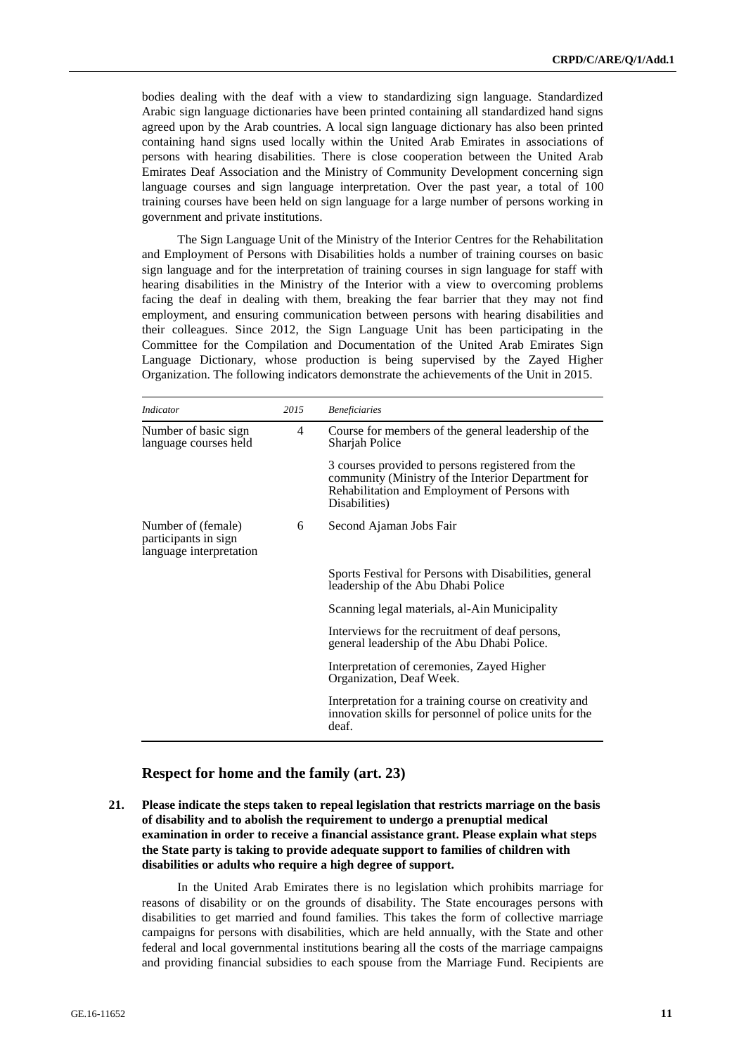bodies dealing with the deaf with a view to standardizing sign language. Standardized Arabic sign language dictionaries have been printed containing all standardized hand signs agreed upon by the Arab countries. A local sign language dictionary has also been printed containing hand signs used locally within the United Arab Emirates in associations of persons with hearing disabilities. There is close cooperation between the United Arab Emirates Deaf Association and the Ministry of Community Development concerning sign language courses and sign language interpretation. Over the past year, a total of 100 training courses have been held on sign language for a large number of persons working in government and private institutions.

The Sign Language Unit of the Ministry of the Interior Centres for the Rehabilitation and Employment of Persons with Disabilities holds a number of training courses on basic sign language and for the interpretation of training courses in sign language for staff with hearing disabilities in the Ministry of the Interior with a view to overcoming problems facing the deaf in dealing with them, breaking the fear barrier that they may not find employment, and ensuring communication between persons with hearing disabilities and their colleagues. Since 2012, the Sign Language Unit has been participating in the Committee for the Compilation and Documentation of the United Arab Emirates Sign Language Dictionary, whose production is being supervised by the Zayed Higher Organization. The following indicators demonstrate the achievements of the Unit in 2015.

| *Indicator* | *2015* | *Beneficiaries* |
|---|---|---|
| Number of basic sign language courses held | 4 | Course for members of the general leadership of the Sharjah Police |
| | | 3 courses provided to persons registered from the community (Ministry of the Interior Department for Rehabilitation and Employment of Persons with Disabilities) |
| Number of (female) participants in sign language interpretation | 6 | Second Ajaman Jobs Fair |
| | | Sports Festival for Persons with Disabilities, general leadership of the Abu Dhabi Police |
| | | Scanning legal materials, al-Ain Municipality |
| | | Interviews for the recruitment of deaf persons, general leadership of the Abu Dhabi Police. |
| | | Interpretation of ceremonies, Zayed Higher Organization, Deaf Week. |
| | | Interpretation for a training course on creativity and innovation skills for personnel of police units for the deaf. |

## Respect for home and the family (art. 23)

**21. Please indicate the steps taken to repeal legislation that restricts marriage on the basis of disability and to abolish the requirement to undergo a prenuptial medical examination in order to receive a financial assistance grant. Please explain what steps the State party is taking to provide adequate support to families of children with disabilities or adults who require a high degree of support.**

In the United Arab Emirates there is no legislation which prohibits marriage for reasons of disability or on the grounds of disability. The State encourages persons with disabilities to get married and found families. This takes the form of collective marriage campaigns for persons with disabilities, which are held annually, with the State and other federal and local governmental institutions bearing all the costs of the marriage campaigns and providing financial subsidies to each spouse from the Marriage Fund. Recipients are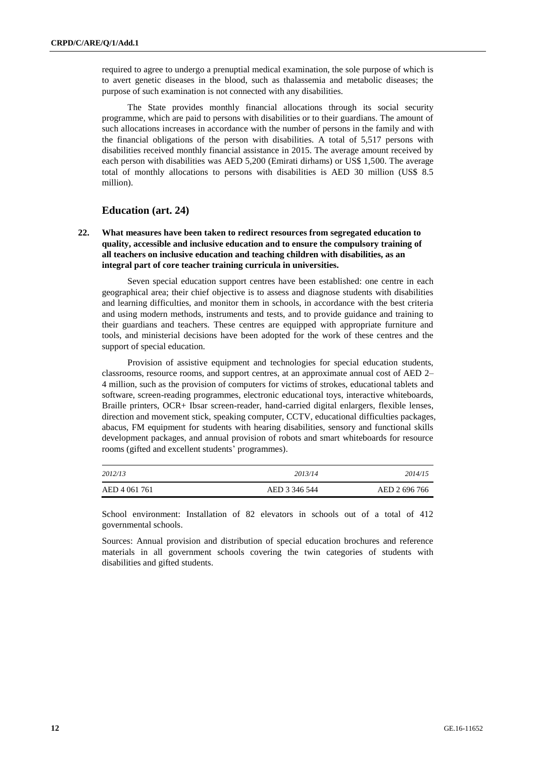required to agree to undergo a prenuptial medical examination, the sole purpose of which is to avert genetic diseases in the blood, such as thalassemia and metabolic diseases; the purpose of such examination is not connected with any disabilities.

The State provides monthly financial allocations through its social security programme, which are paid to persons with disabilities or to their guardians. The amount of such allocations increases in accordance with the number of persons in the family and with the financial obligations of the person with disabilities. A total of 5,517 persons with disabilities received monthly financial assistance in 2015. The average amount received by each person with disabilities was AED 5,200 (Emirati dirhams) or US$ 1,500. The average total of monthly allocations to persons with disabilities is AED 30 million (US$ 8.5 million).

## Education (art. 24)

**22. What measures have been taken to redirect resources from segregated education to quality, accessible and inclusive education and to ensure the compulsory training of all teachers on inclusive education and teaching children with disabilities, as an integral part of core teacher training curricula in universities.**

Seven special education support centres have been established: one centre in each geographical area; their chief objective is to assess and diagnose students with disabilities and learning difficulties, and monitor them in schools, in accordance with the best criteria and using modern methods, instruments and tests, and to provide guidance and training to their guardians and teachers. These centres are equipped with appropriate furniture and tools, and ministerial decisions have been adopted for the work of these centres and the support of special education.

Provision of assistive equipment and technologies for special education students, classrooms, resource rooms, and support centres, at an approximate annual cost of AED 2–4 million, such as the provision of computers for victims of strokes, educational tablets and software, screen-reading programmes, electronic educational toys, interactive whiteboards, Braille printers, OCR+ Ibsar screen-reader, hand-carried digital enlargers, flexible lenses, direction and movement stick, speaking computer, CCTV, educational difficulties packages, abacus, FM equipment for students with hearing disabilities, sensory and functional skills development packages, and annual provision of robots and smart whiteboards for resource rooms (gifted and excellent students' programmes).

| *2012/13* | *2013/14* | *2014/15* |
|---|---|---|
| AED 4 061 761 | AED 3 346 544 | AED 2 696 766 |

School environment: Installation of 82 elevators in schools out of a total of 412 governmental schools.

Sources: Annual provision and distribution of special education brochures and reference materials in all government schools covering the twin categories of students with disabilities and gifted students.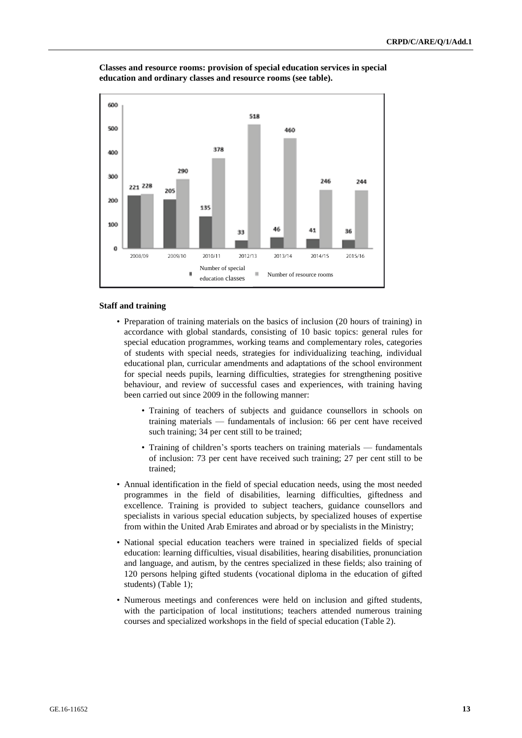**Classes and resource rooms: provision of special education services in special education and ordinary classes and resource rooms (see table).**

| | 2008/09 | 2009/10 | 2010/11 | 2012/13 | 2013/14 | 2014/15 | 2015/16 |
|---|---|---|---|---|---|---|---|
| Number of special education classes | 221 | 205 | 135 | 33 | 46 | 41 | 36 |
| Number of resource rooms | 228 | 290 | 378 | 518 | 460 | 246 | 244 |

**Staff and training**

- Preparation of training materials on the basics of inclusion (20 hours of training) in accordance with global standards, consisting of 10 basic topics: general rules for special education programmes, working teams and complementary roles, categories of students with special needs, strategies for individualizing teaching, individual educational plan, curricular amendments and adaptations of the school environment for special needs pupils, learning difficulties, strategies for strengthening positive behaviour, and review of successful cases and experiences, with training having been carried out since 2009 in the following manner:
    - Training of teachers of subjects and guidance counsellors in schools on training materials — fundamentals of inclusion: 66 per cent have received such training; 34 per cent still to be trained;
    - Training of children's sports teachers on training materials — fundamentals of inclusion: 73 per cent have received such training; 27 per cent still to be trained;
- Annual identification in the field of special education needs, using the most needed programmes in the field of disabilities, learning difficulties, giftedness and excellence. Training is provided to subject teachers, guidance counsellors and specialists in various special education subjects, by specialized houses of expertise from within the United Arab Emirates and abroad or by specialists in the Ministry;
- National special education teachers were trained in specialized fields of special education: learning difficulties, visual disabilities, hearing disabilities, pronunciation and language, and autism, by the centres specialized in these fields; also training of 120 persons helping gifted students (vocational diploma in the education of gifted students) (Table 1);
- Numerous meetings and conferences were held on inclusion and gifted students, with the participation of local institutions; teachers attended numerous training courses and specialized workshops in the field of special education (Table 2).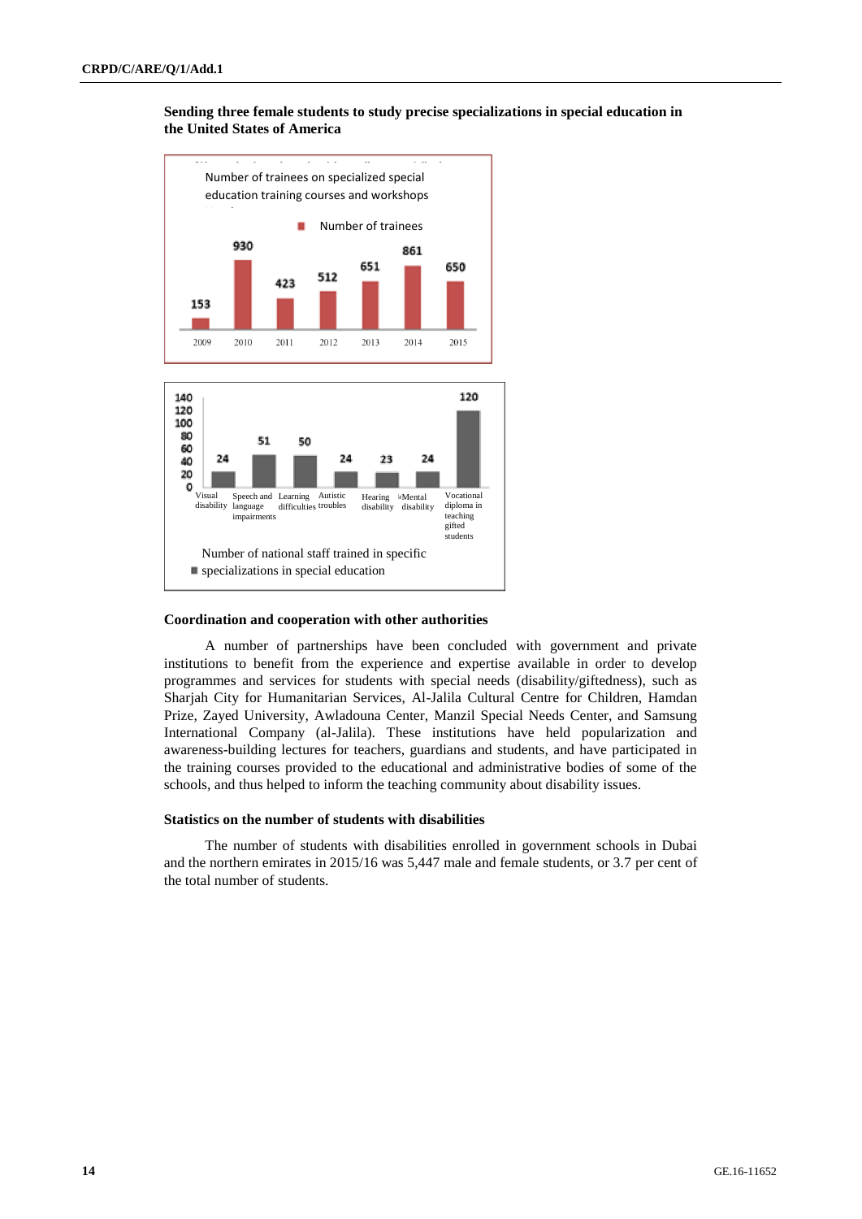**Sending three female students to study precise specializations in special education in the United States of America**

Number of trainees on specialized special education training courses and workshops

| Year | Number of trainees |
|---|---|
| 2009 | 153 |
| 2010 | 930 |
| 2011 | 423 |
| 2012 | 512 |
| 2013 | 651 |
| 2014 | 861 |
| 2015 | 650 |

Number of national staff trained in specific specializations in special education

| Specialization | Number |
|---|---|
| Visual disability | 24 |
| Speech and language impairments | 51 |
| Learning difficulties | 50 |
| Autistic troubles | 24 |
| Hearing disability | 23 |
| Mental disability | 24 |
| Vocational diploma in teaching gifted students | 120 |

### Coordination and cooperation with other authorities

A number of partnerships have been concluded with government and private institutions to benefit from the experience and expertise available in order to develop programmes and services for students with special needs (disability/giftedness), such as Sharjah City for Humanitarian Services, Al-Jalila Cultural Centre for Children, Hamdan Prize, Zayed University, Awladouna Center, Manzil Special Needs Center, and Samsung International Company (al-Jalila). These institutions have held popularization and awareness-building lectures for teachers, guardians and students, and have participated in the training courses provided to the educational and administrative bodies of some of the schools, and thus helped to inform the teaching community about disability issues.

### Statistics on the number of students with disabilities

The number of students with disabilities enrolled in government schools in Dubai and the northern emirates in 2015/16 was 5,447 male and female students, or 3.7 per cent of the total number of students.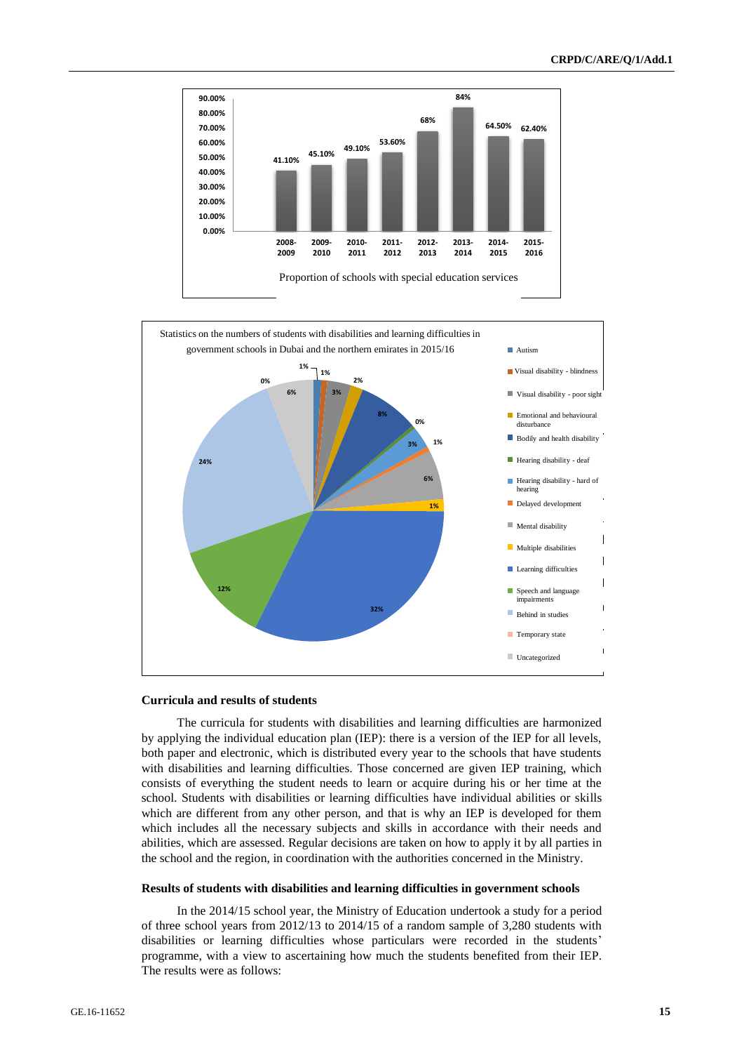| 2008-2009 | 2009-2010 | 2010-2011 | 2011-2012 | 2012-2013 | 2013-2014 | 2014-2015 | 2015-2016 |
|---|---|---|---|---|---|---|---|
| 41.10% | 45.10% | 49.10% | 53.60% | 68% | 84% | 64.50% | 62.40% |

Proportion of schools with special education services

Statistics on the numbers of students with disabilities and learning difficulties in government schools in Dubai and the northern emirates in 2015/16

| Category | Percentage |
|---|---|
| Autism | 1% |
| Visual disability - blindness | 1% |
| Visual disability - poor sight | 3% |
| Emotional and behavioural disturbance | 2% |
| Bodily and health disability | 8% |
| Hearing disability - deaf | 0% |
| Hearing disability - hard of hearing | 3% |
| Delayed development | 1% |
| Mental disability | 6% |
| Multiple disabilities | 1% |
| Learning difficulties | 32% |
| Speech and language impairments | 12% |
| Behind in studies | 24% |
| Temporary state | 0% |
| Uncategorized | 6% |

### Curricula and results of students

The curricula for students with disabilities and learning difficulties are harmonized by applying the individual education plan (IEP): there is a version of the IEP for all levels, both paper and electronic, which is distributed every year to the schools that have students with disabilities and learning difficulties. Those concerned are given IEP training, which consists of everything the student needs to learn or acquire during his or her time at the school. Students with disabilities or learning difficulties have individual abilities or skills which are different from any other person, and that is why an IEP is developed for them which includes all the necessary subjects and skills in accordance with their needs and abilities, which are assessed. Regular decisions are taken on how to apply it by all parties in the school and the region, in coordination with the authorities concerned in the Ministry.

### Results of students with disabilities and learning difficulties in government schools

In the 2014/15 school year, the Ministry of Education undertook a study for a period of three school years from 2012/13 to 2014/15 of a random sample of 3,280 students with disabilities or learning difficulties whose particulars were recorded in the students' programme, with a view to ascertaining how much the students benefited from their IEP. The results were as follows: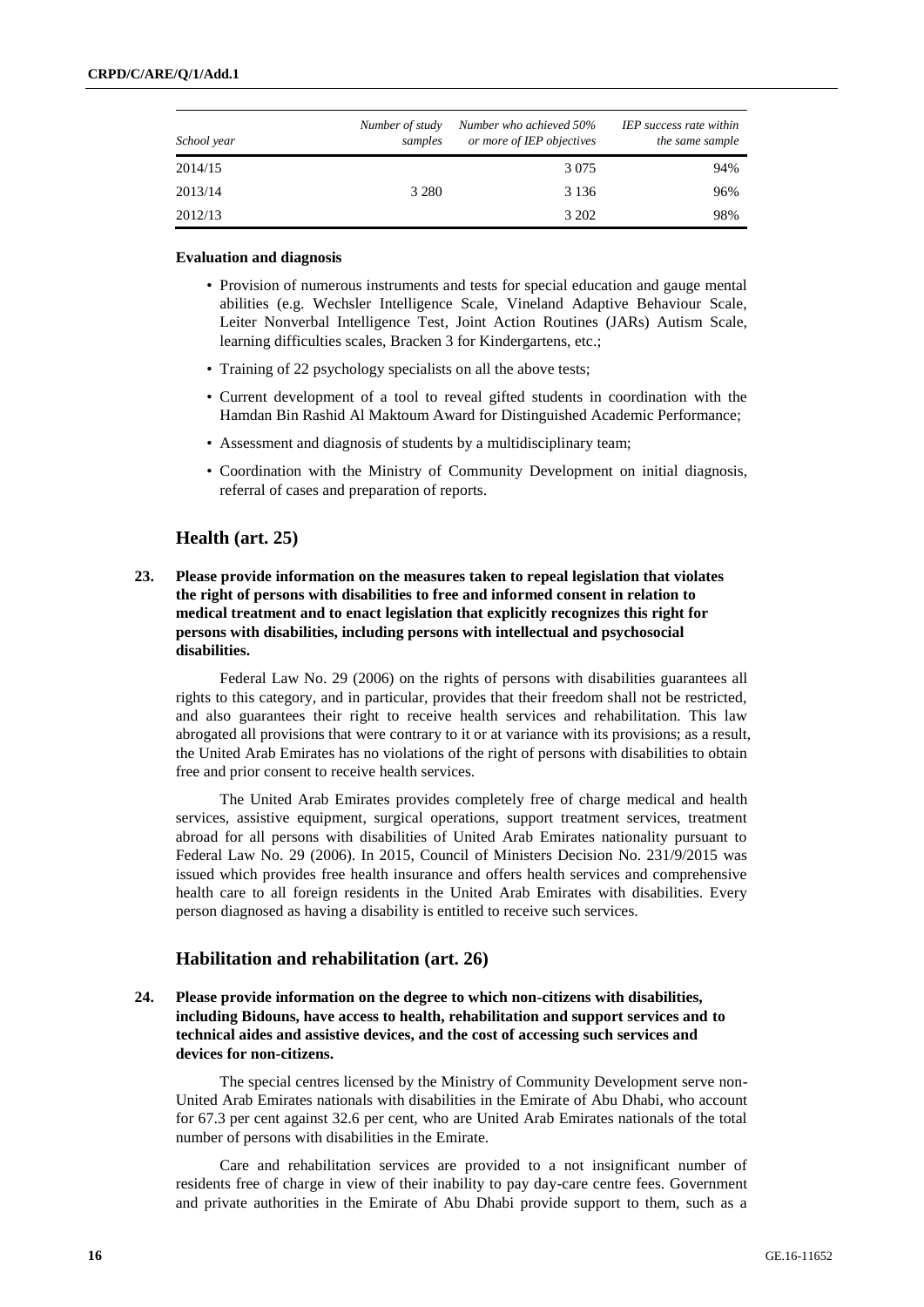| School year | Number of study samples | Number who achieved 50% or more of IEP objectives | IEP success rate within the same sample |
|---|---|---|---|
| 2014/15 | | 3 075 | 94% |
| 2013/14 | 3 280 | 3 136 | 96% |
| 2012/13 | | 3 202 | 98% |

**Evaluation and diagnosis**

- Provision of numerous instruments and tests for special education and gauge mental abilities (e.g. Wechsler Intelligence Scale, Vineland Adaptive Behaviour Scale, Leiter Nonverbal Intelligence Test, Joint Action Routines (JARs) Autism Scale, learning difficulties scales, Bracken 3 for Kindergartens, etc.;
- Training of 22 psychology specialists on all the above tests;
- Current development of a tool to reveal gifted students in coordination with the Hamdan Bin Rashid Al Maktoum Award for Distinguished Academic Performance;
- Assessment and diagnosis of students by a multidisciplinary team;
- Coordination with the Ministry of Community Development on initial diagnosis, referral of cases and preparation of reports.

## Health (art. 25)

**23. Please provide information on the measures taken to repeal legislation that violates the right of persons with disabilities to free and informed consent in relation to medical treatment and to enact legislation that explicitly recognizes this right for persons with disabilities, including persons with intellectual and psychosocial disabilities.**

Federal Law No. 29 (2006) on the rights of persons with disabilities guarantees all rights to this category, and in particular, provides that their freedom shall not be restricted, and also guarantees their right to receive health services and rehabilitation. This law abrogated all provisions that were contrary to it or at variance with its provisions; as a result, the United Arab Emirates has no violations of the right of persons with disabilities to obtain free and prior consent to receive health services.

The United Arab Emirates provides completely free of charge medical and health services, assistive equipment, surgical operations, support treatment services, treatment abroad for all persons with disabilities of United Arab Emirates nationality pursuant to Federal Law No. 29 (2006). In 2015, Council of Ministers Decision No. 231/9/2015 was issued which provides free health insurance and offers health services and comprehensive health care to all foreign residents in the United Arab Emirates with disabilities. Every person diagnosed as having a disability is entitled to receive such services.

## Habilitation and rehabilitation (art. 26)

**24. Please provide information on the degree to which non-citizens with disabilities, including Bidouns, have access to health, rehabilitation and support services and to technical aides and assistive devices, and the cost of accessing such services and devices for non-citizens.**

The special centres licensed by the Ministry of Community Development serve non-United Arab Emirates nationals with disabilities in the Emirate of Abu Dhabi, who account for 67.3 per cent against 32.6 per cent, who are United Arab Emirates nationals of the total number of persons with disabilities in the Emirate.

Care and rehabilitation services are provided to a not insignificant number of residents free of charge in view of their inability to pay day-care centre fees. Government and private authorities in the Emirate of Abu Dhabi provide support to them, such as a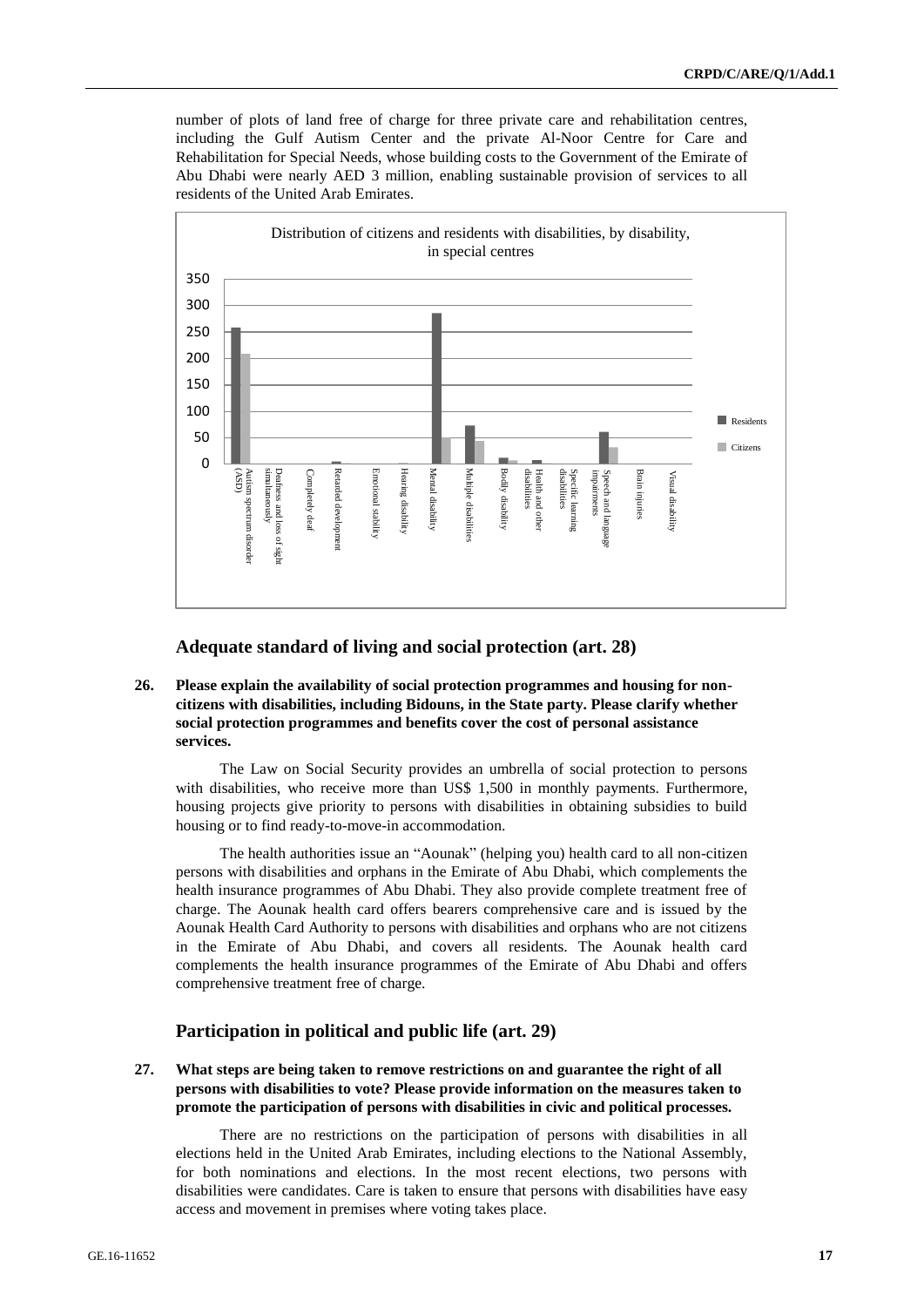number of plots of land free of charge for three private care and rehabilitation centres, including the Gulf Autism Center and the private Al-Noor Centre for Care and Rehabilitation for Special Needs, whose building costs to the Government of the Emirate of Abu Dhabi were nearly AED 3 million, enabling sustainable provision of services to all residents of the United Arab Emirates.

Distribution of citizens and residents with disabilities, by disability, in special centres

## Adequate standard of living and social protection (art. 28)

**26. Please explain the availability of social protection programmes and housing for non-citizens with disabilities, including Bidouns, in the State party. Please clarify whether social protection programmes and benefits cover the cost of personal assistance services.**

The Law on Social Security provides an umbrella of social protection to persons with disabilities, who receive more than US$ 1,500 in monthly payments. Furthermore, housing projects give priority to persons with disabilities in obtaining subsidies to build housing or to find ready-to-move-in accommodation.

The health authorities issue an "Aounak" (helping you) health card to all non-citizen persons with disabilities and orphans in the Emirate of Abu Dhabi, which complements the health insurance programmes of Abu Dhabi. They also provide complete treatment free of charge. The Aounak health card offers bearers comprehensive care and is issued by the Aounak Health Card Authority to persons with disabilities and orphans who are not citizens in the Emirate of Abu Dhabi, and covers all residents. The Aounak health card complements the health insurance programmes of the Emirate of Abu Dhabi and offers comprehensive treatment free of charge.

## Participation in political and public life (art. 29)

**27. What steps are being taken to remove restrictions on and guarantee the right of all persons with disabilities to vote? Please provide information on the measures taken to promote the participation of persons with disabilities in civic and political processes.**

There are no restrictions on the participation of persons with disabilities in all elections held in the United Arab Emirates, including elections to the National Assembly, for both nominations and elections. In the most recent elections, two persons with disabilities were candidates. Care is taken to ensure that persons with disabilities have easy access and movement in premises where voting takes place.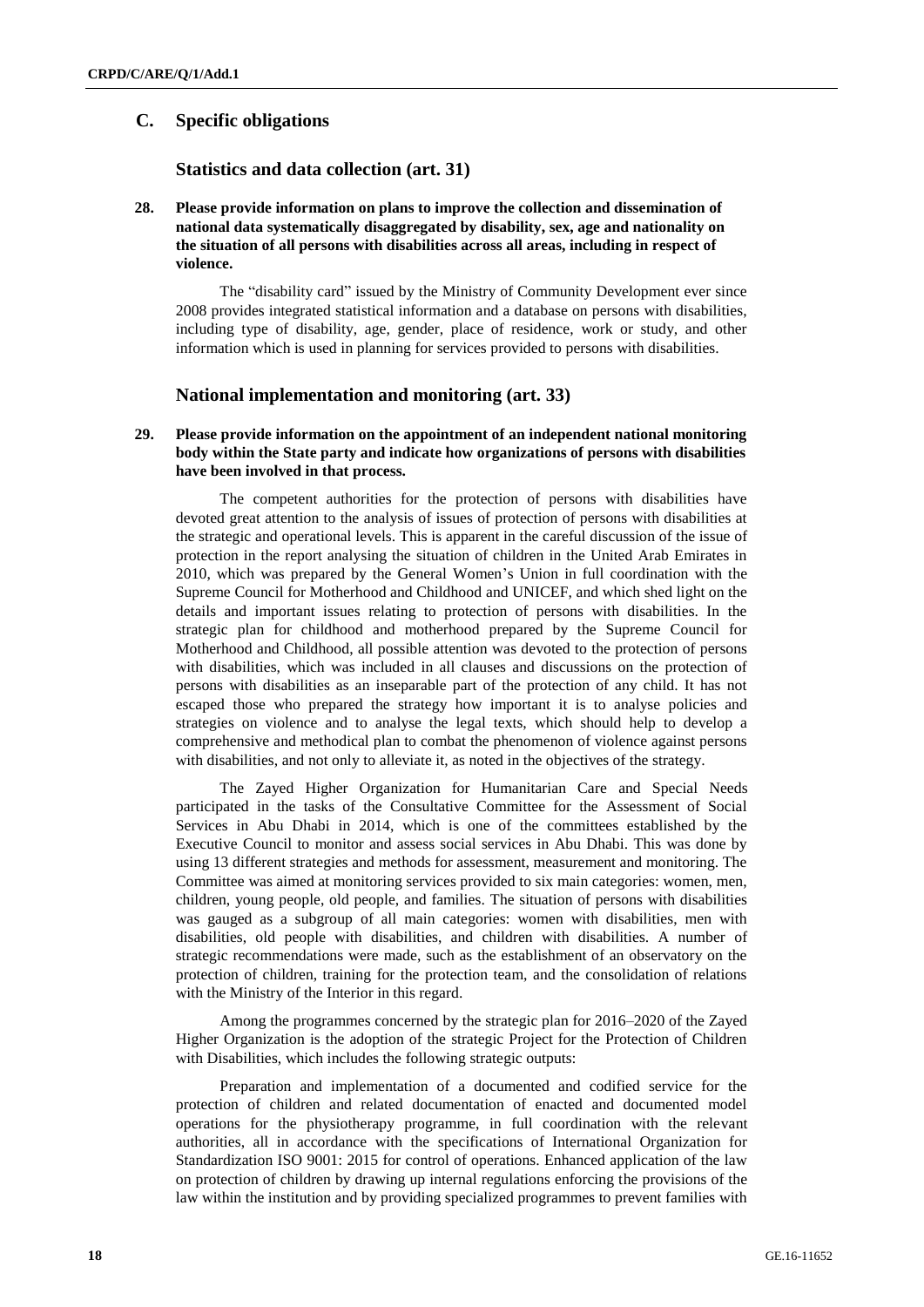## C. Specific obligations

### Statistics and data collection (art. 31)

**28. Please provide information on plans to improve the collection and dissemination of national data systematically disaggregated by disability, sex, age and nationality on the situation of all persons with disabilities across all areas, including in respect of violence.**

The "disability card" issued by the Ministry of Community Development ever since 2008 provides integrated statistical information and a database on persons with disabilities, including type of disability, age, gender, place of residence, work or study, and other information which is used in planning for services provided to persons with disabilities.

### National implementation and monitoring (art. 33)

**29. Please provide information on the appointment of an independent national monitoring body within the State party and indicate how organizations of persons with disabilities have been involved in that process.**

The competent authorities for the protection of persons with disabilities have devoted great attention to the analysis of issues of protection of persons with disabilities at the strategic and operational levels. This is apparent in the careful discussion of the issue of protection in the report analysing the situation of children in the United Arab Emirates in 2010, which was prepared by the General Women's Union in full coordination with the Supreme Council for Motherhood and Childhood and UNICEF, and which shed light on the details and important issues relating to protection of persons with disabilities. In the strategic plan for childhood and motherhood prepared by the Supreme Council for Motherhood and Childhood, all possible attention was devoted to the protection of persons with disabilities, which was included in all clauses and discussions on the protection of persons with disabilities as an inseparable part of the protection of any child. It has not escaped those who prepared the strategy how important it is to analyse policies and strategies on violence and to analyse the legal texts, which should help to develop a comprehensive and methodical plan to combat the phenomenon of violence against persons with disabilities, and not only to alleviate it, as noted in the objectives of the strategy.

The Zayed Higher Organization for Humanitarian Care and Special Needs participated in the tasks of the Consultative Committee for the Assessment of Social Services in Abu Dhabi in 2014, which is one of the committees established by the Executive Council to monitor and assess social services in Abu Dhabi. This was done by using 13 different strategies and methods for assessment, measurement and monitoring. The Committee was aimed at monitoring services provided to six main categories: women, men, children, young people, old people, and families. The situation of persons with disabilities was gauged as a subgroup of all main categories: women with disabilities, men with disabilities, old people with disabilities, and children with disabilities. A number of strategic recommendations were made, such as the establishment of an observatory on the protection of children, training for the protection team, and the consolidation of relations with the Ministry of the Interior in this regard.

Among the programmes concerned by the strategic plan for 2016–2020 of the Zayed Higher Organization is the adoption of the strategic Project for the Protection of Children with Disabilities, which includes the following strategic outputs:

Preparation and implementation of a documented and codified service for the protection of children and related documentation of enacted and documented model operations for the physiotherapy programme, in full coordination with the relevant authorities, all in accordance with the specifications of International Organization for Standardization ISO 9001: 2015 for control of operations. Enhanced application of the law on protection of children by drawing up internal regulations enforcing the provisions of the law within the institution and by providing specialized programmes to prevent families with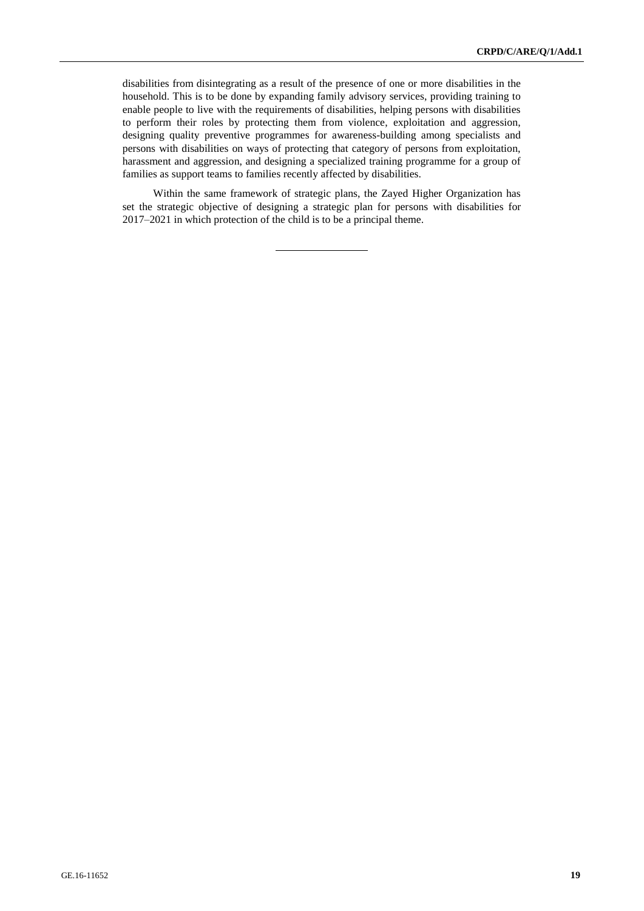disabilities from disintegrating as a result of the presence of one or more disabilities in the household. This is to be done by expanding family advisory services, providing training to enable people to live with the requirements of disabilities, helping persons with disabilities to perform their roles by protecting them from violence, exploitation and aggression, designing quality preventive programmes for awareness-building among specialists and persons with disabilities on ways of protecting that category of persons from exploitation, harassment and aggression, and designing a specialized training programme for a group of families as support teams to families recently affected by disabilities.

Within the same framework of strategic plans, the Zayed Higher Organization has set the strategic objective of designing a strategic plan for persons with disabilities for 2017–2021 in which protection of the child is to be a principal theme.